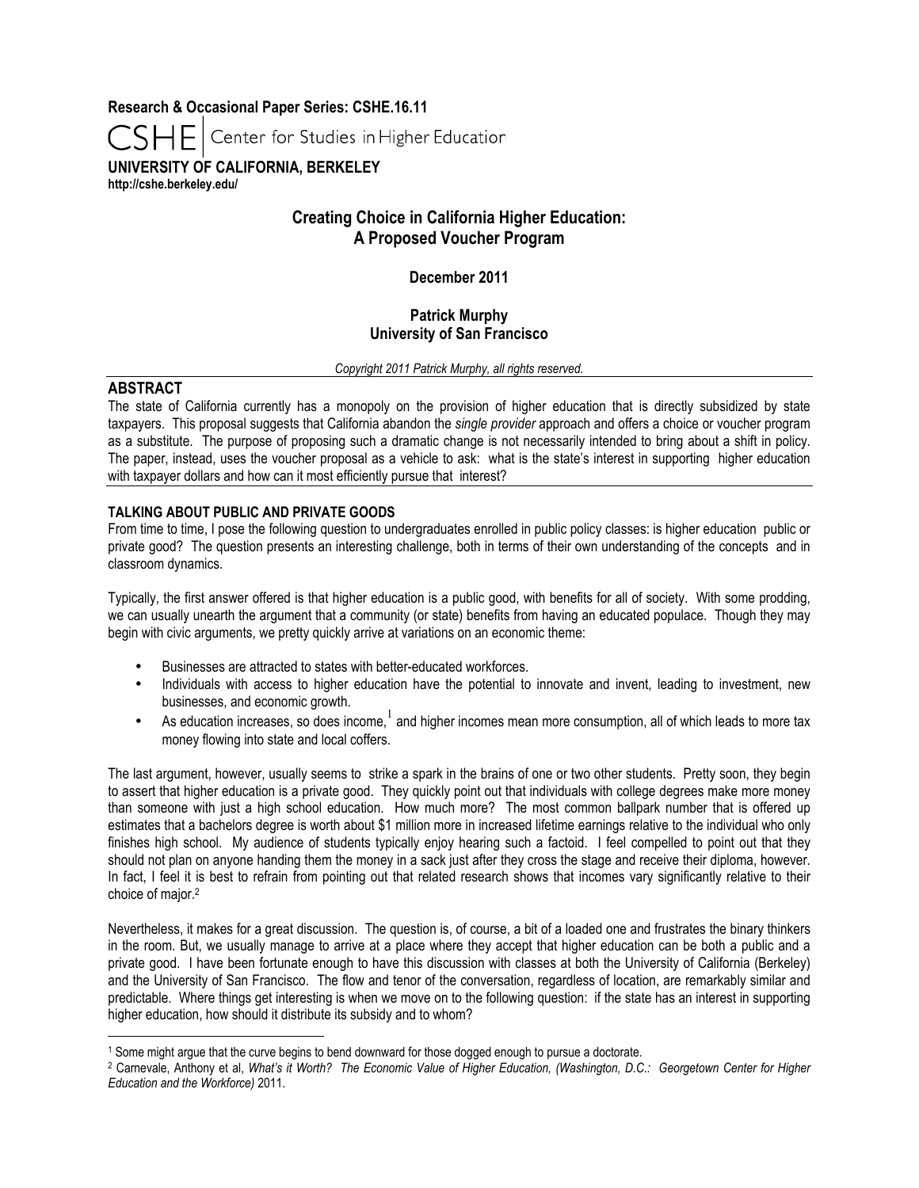**Research & Occasional Paper Series: CSHE.16.11**

CSHE | Center for Studies in Higher Education

**UNIVERSITY OF CALIFORNIA, BERKELEY**
**http://cshe.berkeley.edu/**

# Creating Choice in California Higher Education: A Proposed Voucher Program

**December 2011**

**Patrick Murphy**
**University of San Francisco**

*Copyright 2011 Patrick Murphy, all rights reserved.*

## ABSTRACT

The state of California currently has a monopoly on the provision of higher education that is directly subsidized by state taxpayers. This proposal suggests that California abandon the *single provider* approach and offers a choice or voucher program as a substitute. The purpose of proposing such a dramatic change is not necessarily intended to bring about a shift in policy. The paper, instead, uses the voucher proposal as a vehicle to ask: what is the state's interest in supporting higher education with taxpayer dollars and how can it most efficiently pursue that interest?

### TALKING ABOUT PUBLIC AND PRIVATE GOODS

From time to time, I pose the following question to undergraduates enrolled in public policy classes: is higher education public or private good? The question presents an interesting challenge, both in terms of their own understanding of the concepts and in classroom dynamics.

Typically, the first answer offered is that higher education is a public good, with benefits for all of society. With some prodding, we can usually unearth the argument that a community (or state) benefits from having an educated populace. Though they may begin with civic arguments, we pretty quickly arrive at variations on an economic theme:

- Businesses are attracted to states with better-educated workforces.
- Individuals with access to higher education have the potential to innovate and invent, leading to investment, new businesses, and economic growth.
- As education increases, so does income,[1] and higher incomes mean more consumption, all of which leads to more tax money flowing into state and local coffers.

The last argument, however, usually seems to strike a spark in the brains of one or two other students. Pretty soon, they begin to assert that higher education is a private good. They quickly point out that individuals with college degrees make more money than someone with just a high school education. How much more? The most common ballpark number that is offered up estimates that a bachelors degree is worth about $1 million more in increased lifetime earnings relative to the individual who only finishes high school. My audience of students typically enjoy hearing such a factoid. I feel compelled to point out that they should not plan on anyone handing them the money in a sack just after they cross the stage and receive their diploma, however. In fact, I feel it is best to refrain from pointing out that related research shows that incomes vary significantly relative to their choice of major.[2]

Nevertheless, it makes for a great discussion. The question is, of course, a bit of a loaded one and frustrates the binary thinkers in the room. But, we usually manage to arrive at a place where they accept that higher education can be both a public and a private good. I have been fortunate enough to have this discussion with classes at both the University of California (Berkeley) and the University of San Francisco. The flow and tenor of the conversation, regardless of location, are remarkably similar and predictable. Where things get interesting is when we move on to the following question: if the state has an interest in supporting higher education, how should it distribute its subsidy and to whom?

---

[1] Some might argue that the curve begins to bend downward for those dogged enough to pursue a doctorate.

[2] Carnevale, Anthony et al, *What's it Worth? The Economic Value of Higher Education, (Washington, D.C.: Georgetown Center for Higher Education and the Workforce)* 2011.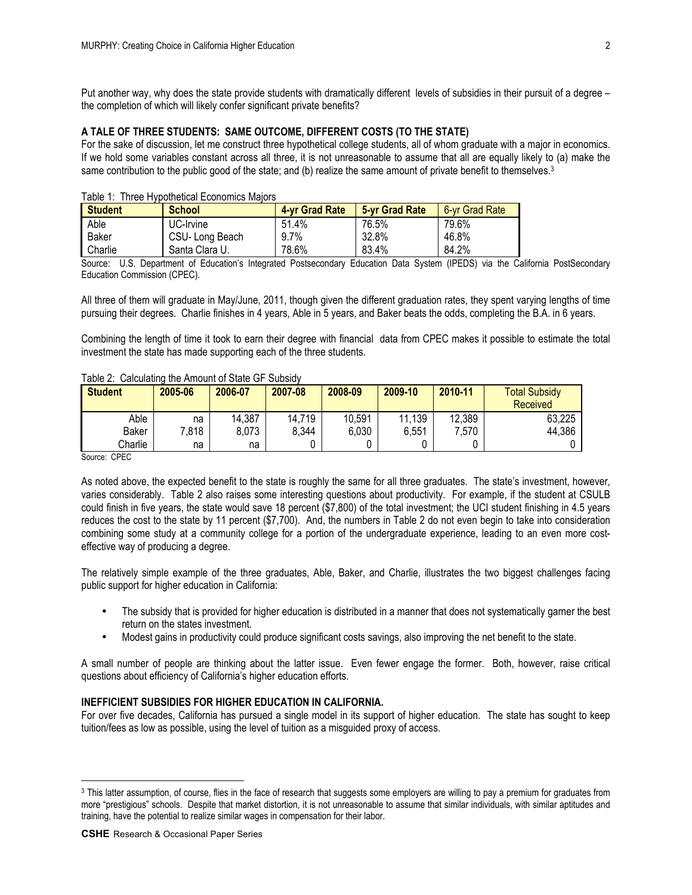Put another way, why does the state provide students with dramatically different levels of subsidies in their pursuit of a degree – the completion of which will likely confer significant private benefits?

**A TALE OF THREE STUDENTS: SAME OUTCOME, DIFFERENT COSTS (TO THE STATE)**

For the sake of discussion, let me construct three hypothetical college students, all of whom graduate with a major in economics. If we hold some variables constant across all three, it is not unreasonable to assume that all are equally likely to (a) make the same contribution to the public good of the state; and (b) realize the same amount of private benefit to themselves.[3]

Table 1: Three Hypothetical Economics Majors

| Student | School | 4-yr Grad Rate | 5-yr Grad Rate | 6-yr Grad Rate |
|---|---|---|---|---|
| Able | UC-Irvine | 51.4% | 76.5% | 79.6% |
| Baker | CSU- Long Beach | 9.7% | 32.8% | 46.8% |
| Charlie | Santa Clara U. | 78.6% | 83.4% | 84.2% |

Source: U.S. Department of Education's Integrated Postsecondary Education Data System (IPEDS) via the California PostSecondary Education Commission (CPEC).

All three of them will graduate in May/June, 2011, though given the different graduation rates, they spent varying lengths of time pursuing their degrees. Charlie finishes in 4 years, Able in 5 years, and Baker beats the odds, completing the B.A. in 6 years.

Combining the length of time it took to earn their degree with financial data from CPEC makes it possible to estimate the total investment the state has made supporting each of the three students.

Table 2: Calculating the Amount of State GF Subsidy

| Student | 2005-06 | 2006-07 | 2007-08 | 2008-09 | 2009-10 | 2010-11 | Total Subsidy Received |
|---|---|---|---|---|---|---|---|
| Able | na | 14,387 | 14,719 | 10,591 | 11,139 | 12,389 | 63,225 |
| Baker | 7,818 | 8,073 | 8,344 | 6,030 | 6,551 | 7,570 | 44,386 |
| Charlie | na | na | 0 | 0 | 0 | 0 | 0 |

Source: CPEC

As noted above, the expected benefit to the state is roughly the same for all three graduates. The state's investment, however, varies considerably. Table 2 also raises some interesting questions about productivity. For example, if the student at CSULB could finish in five years, the state would save 18 percent ($7,800) of the total investment; the UCI student finishing in 4.5 years reduces the cost to the state by 11 percent ($7,700). And, the numbers in Table 2 do not even begin to take into consideration combining some study at a community college for a portion of the undergraduate experience, leading to an even more cost-effective way of producing a degree.

The relatively simple example of the three graduates, Able, Baker, and Charlie, illustrates the two biggest challenges facing public support for higher education in California:

- The subsidy that is provided for higher education is distributed in a manner that does not systematically garner the best return on the states investment.
- Modest gains in productivity could produce significant costs savings, also improving the net benefit to the state.

A small number of people are thinking about the latter issue. Even fewer engage the former. Both, however, raise critical questions about efficiency of California's higher education efforts.

**INEFFICIENT SUBSIDIES FOR HIGHER EDUCATION IN CALIFORNIA.**

For over five decades, California has pursued a single model in its support of higher education. The state has sought to keep tuition/fees as low as possible, using the level of tuition as a misguided proxy of access.

[3] This latter assumption, of course, flies in the face of research that suggests some employers are willing to pay a premium for graduates from more "prestigious" schools. Despite that market distortion, it is not unreasonable to assume that similar individuals, with similar aptitudes and training, have the potential to realize similar wages in compensation for their labor.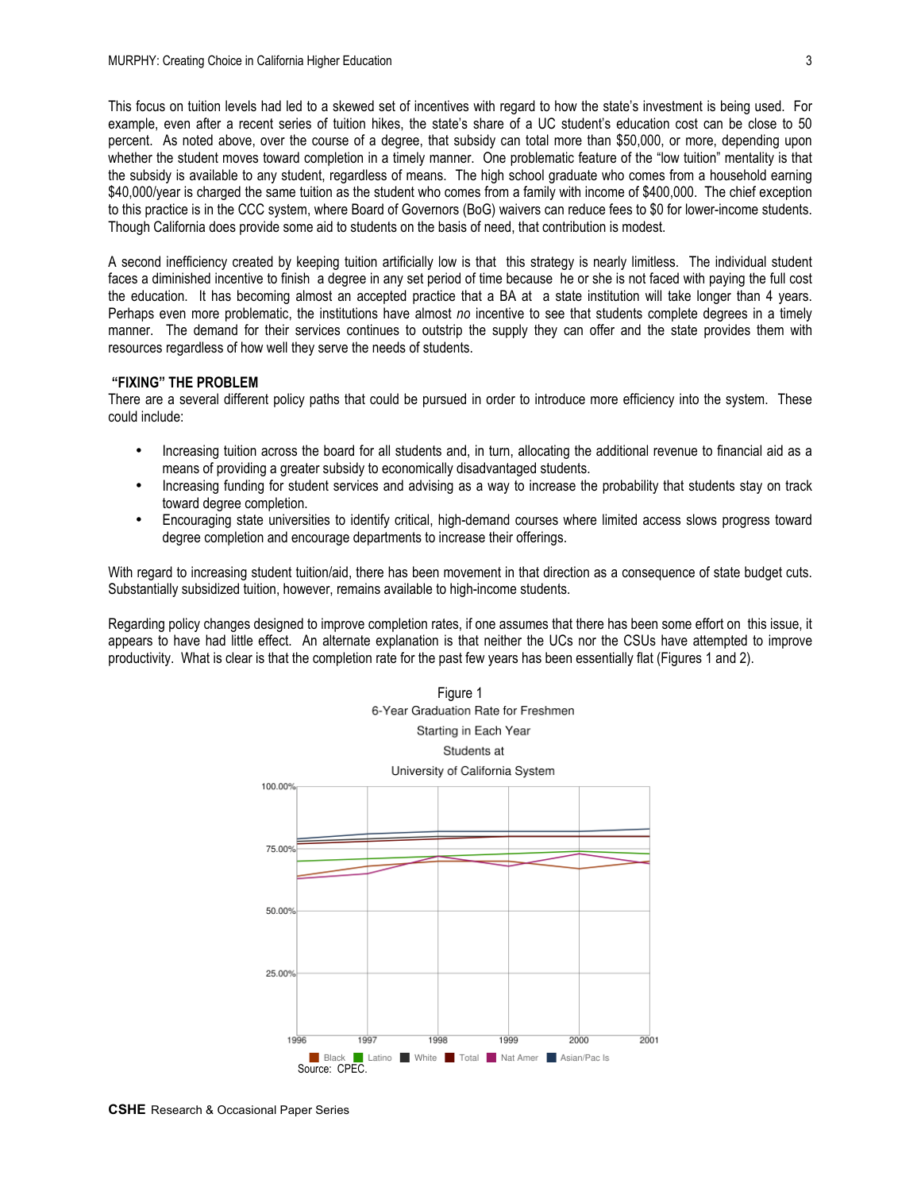This focus on tuition levels had led to a skewed set of incentives with regard to how the state's investment is being used. For example, even after a recent series of tuition hikes, the state's share of a UC student's education cost can be close to 50 percent. As noted above, over the course of a degree, that subsidy can total more than $50,000, or more, depending upon whether the student moves toward completion in a timely manner. One problematic feature of the "low tuition" mentality is that the subsidy is available to any student, regardless of means. The high school graduate who comes from a household earning $40,000/year is charged the same tuition as the student who comes from a family with income of $400,000. The chief exception to this practice is in the CCC system, where Board of Governors (BoG) waivers can reduce fees to $0 for lower-income students. Though California does provide some aid to students on the basis of need, that contribution is modest.

A second inefficiency created by keeping tuition artificially low is that this strategy is nearly limitless. The individual student faces a diminished incentive to finish a degree in any set period of time because he or she is not faced with paying the full cost the education. It has becoming almost an accepted practice that a BA at a state institution will take longer than 4 years. Perhaps even more problematic, the institutions have almost *no* incentive to see that students complete degrees in a timely manner. The demand for their services continues to outstrip the supply they can offer and the state provides them with resources regardless of how well they serve the needs of students.

## "FIXING" THE PROBLEM

There are a several different policy paths that could be pursued in order to introduce more efficiency into the system. These could include:

- Increasing tuition across the board for all students and, in turn, allocating the additional revenue to financial aid as a means of providing a greater subsidy to economically disadvantaged students.
- Increasing funding for student services and advising as a way to increase the probability that students stay on track toward degree completion.
- Encouraging state universities to identify critical, high-demand courses where limited access slows progress toward degree completion and encourage departments to increase their offerings.

With regard to increasing student tuition/aid, there has been movement in that direction as a consequence of state budget cuts. Substantially subsidized tuition, however, remains available to high-income students.

Regarding policy changes designed to improve completion rates, if one assumes that there has been some effort on this issue, it appears to have had little effect. An alternate explanation is that neither the UCs nor the CSUs have attempted to improve productivity. What is clear is that the completion rate for the past few years has been essentially flat (Figures 1 and 2).

Figure 1
6-Year Graduation Rate for Freshmen Starting in Each Year Students at University of California System

Black, Latino, White, Total, Nat Amer, Asian/Pac Is

Source: CPEC.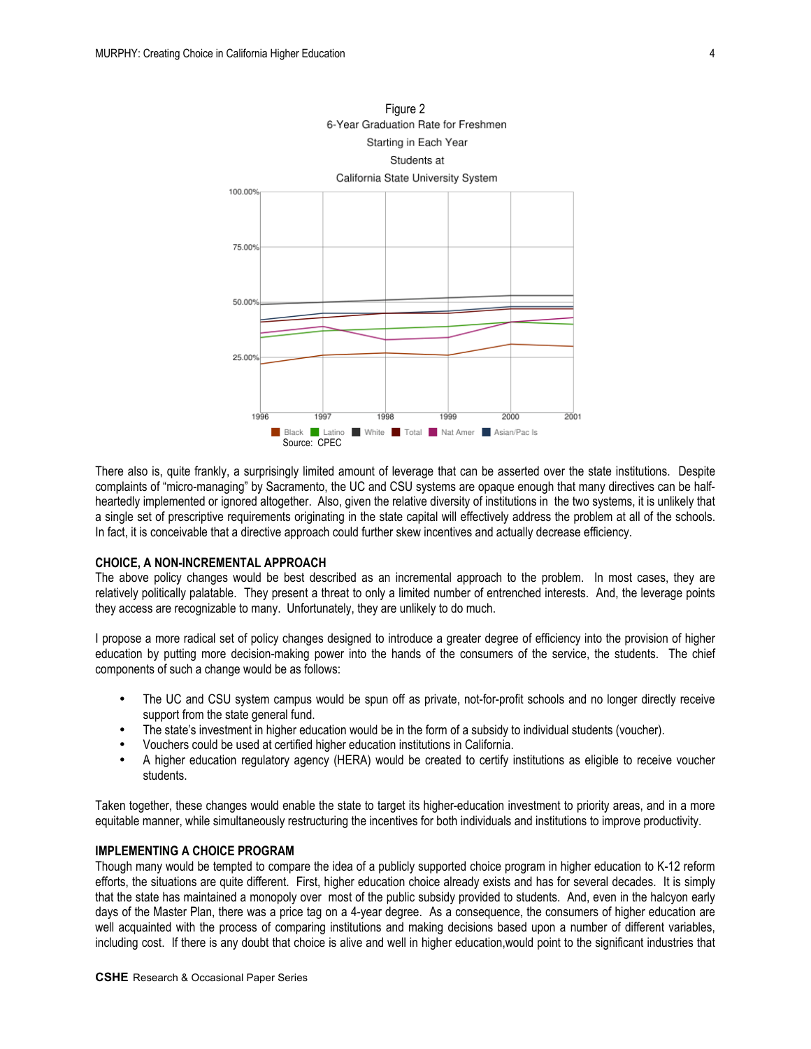Figure 2
6-Year Graduation Rate for Freshmen
Starting in Each Year
Students at
California State University System

Source: CPEC

There also is, quite frankly, a surprisingly limited amount of leverage that can be asserted over the state institutions. Despite complaints of "micro-managing" by Sacramento, the UC and CSU systems are opaque enough that many directives can be half-heartedly implemented or ignored altogether. Also, given the relative diversity of institutions in the two systems, it is unlikely that a single set of prescriptive requirements originating in the state capital will effectively address the problem at all of the schools. In fact, it is conceivable that a directive approach could further skew incentives and actually decrease efficiency.

## CHOICE, A NON-INCREMENTAL APPROACH

The above policy changes would be best described as an incremental approach to the problem. In most cases, they are relatively politically palatable. They present a threat to only a limited number of entrenched interests. And, the leverage points they access are recognizable to many. Unfortunately, they are unlikely to do much.

I propose a more radical set of policy changes designed to introduce a greater degree of efficiency into the provision of higher education by putting more decision-making power into the hands of the consumers of the service, the students. The chief components of such a change would be as follows:

- The UC and CSU system campus would be spun off as private, not-for-profit schools and no longer directly receive support from the state general fund.
- The state's investment in higher education would be in the form of a subsidy to individual students (voucher).
- Vouchers could be used at certified higher education institutions in California.
- A higher education regulatory agency (HERA) would be created to certify institutions as eligible to receive voucher students.

Taken together, these changes would enable the state to target its higher-education investment to priority areas, and in a more equitable manner, while simultaneously restructuring the incentives for both individuals and institutions to improve productivity.

## IMPLEMENTING A CHOICE PROGRAM

Though many would be tempted to compare the idea of a publicly supported choice program in higher education to K-12 reform efforts, the situations are quite different. First, higher education choice already exists and has for several decades. It is simply that the state has maintained a monopoly over most of the public subsidy provided to students. And, even in the halcyon early days of the Master Plan, there was a price tag on a 4-year degree. As a consequence, the consumers of higher education are well acquainted with the process of comparing institutions and making decisions based upon a number of different variables, including cost. If there is any doubt that choice is alive and well in higher education,would point to the significant industries that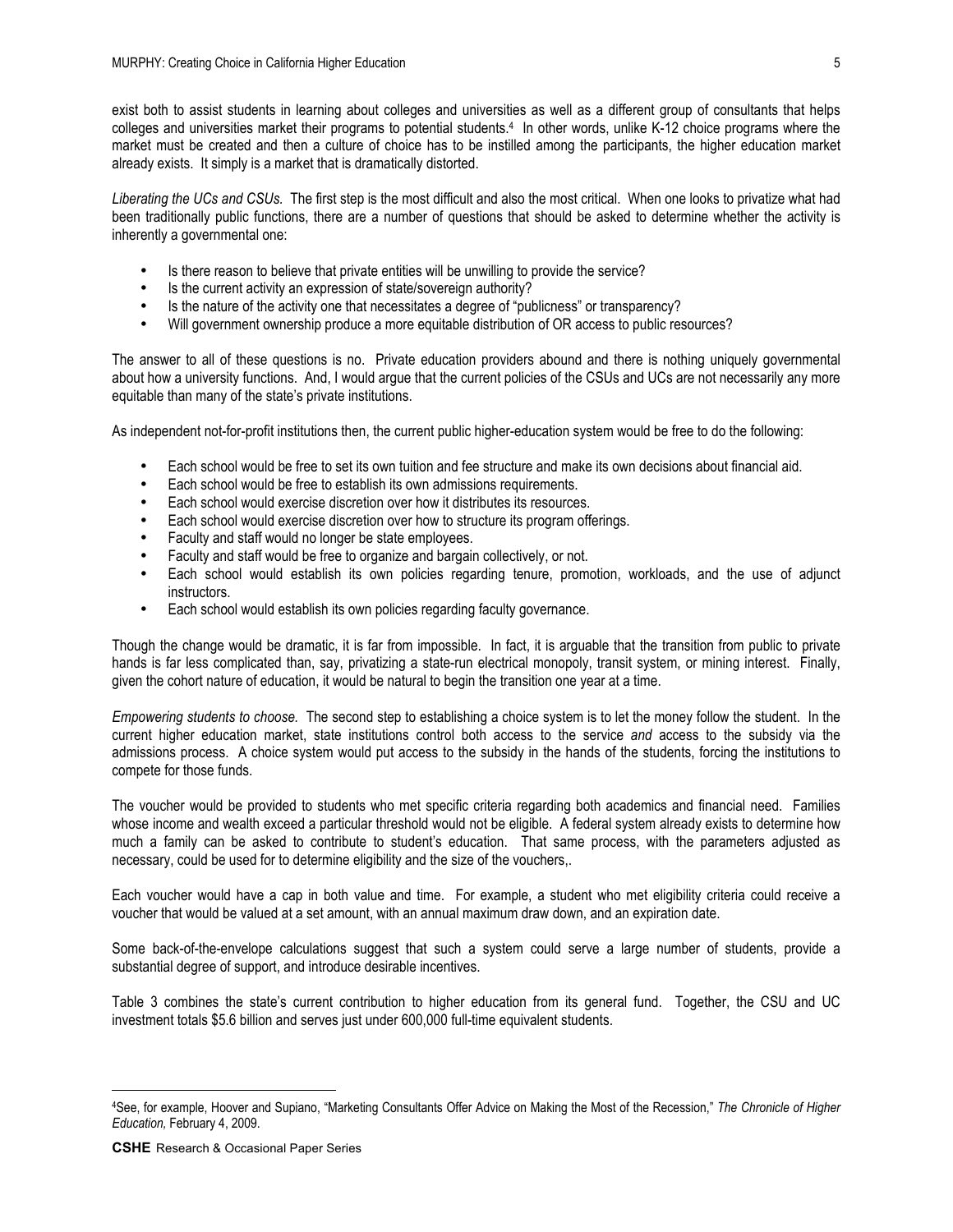exist both to assist students in learning about colleges and universities as well as a different group of consultants that helps colleges and universities market their programs to potential students.[4] In other words, unlike K-12 choice programs where the market must be created and then a culture of choice has to be instilled among the participants, the higher education market already exists. It simply is a market that is dramatically distorted.

*Liberating the UCs and CSUs.* The first step is the most difficult and also the most critical. When one looks to privatize what had been traditionally public functions, there are a number of questions that should be asked to determine whether the activity is inherently a governmental one:

- Is there reason to believe that private entities will be unwilling to provide the service?
- Is the current activity an expression of state/sovereign authority?
- Is the nature of the activity one that necessitates a degree of "publicness" or transparency?
- Will government ownership produce a more equitable distribution of OR access to public resources?

The answer to all of these questions is no. Private education providers abound and there is nothing uniquely governmental about how a university functions. And, I would argue that the current policies of the CSUs and UCs are not necessarily any more equitable than many of the state's private institutions.

As independent not-for-profit institutions then, the current public higher-education system would be free to do the following:

- Each school would be free to set its own tuition and fee structure and make its own decisions about financial aid.
- Each school would be free to establish its own admissions requirements.
- Each school would exercise discretion over how it distributes its resources.
- Each school would exercise discretion over how to structure its program offerings.
- Faculty and staff would no longer be state employees.
- Faculty and staff would be free to organize and bargain collectively, or not.
- Each school would establish its own policies regarding tenure, promotion, workloads, and the use of adjunct instructors.
- Each school would establish its own policies regarding faculty governance.

Though the change would be dramatic, it is far from impossible. In fact, it is arguable that the transition from public to private hands is far less complicated than, say, privatizing a state-run electrical monopoly, transit system, or mining interest. Finally, given the cohort nature of education, it would be natural to begin the transition one year at a time.

*Empowering students to choose.* The second step to establishing a choice system is to let the money follow the student. In the current higher education market, state institutions control both access to the service *and* access to the subsidy via the admissions process. A choice system would put access to the subsidy in the hands of the students, forcing the institutions to compete for those funds.

The voucher would be provided to students who met specific criteria regarding both academics and financial need. Families whose income and wealth exceed a particular threshold would not be eligible. A federal system already exists to determine how much a family can be asked to contribute to student's education. That same process, with the parameters adjusted as necessary, could be used for to determine eligibility and the size of the vouchers,.

Each voucher would have a cap in both value and time. For example, a student who met eligibility criteria could receive a voucher that would be valued at a set amount, with an annual maximum draw down, and an expiration date.

Some back-of-the-envelope calculations suggest that such a system could serve a large number of students, provide a substantial degree of support, and introduce desirable incentives.

Table 3 combines the state's current contribution to higher education from its general fund. Together, the CSU and UC investment totals $5.6 billion and serves just under 600,000 full-time equivalent students.

---

[4]See, for example, Hoover and Supiano, "Marketing Consultants Offer Advice on Making the Most of the Recession," *The Chronicle of Higher Education,* February 4, 2009.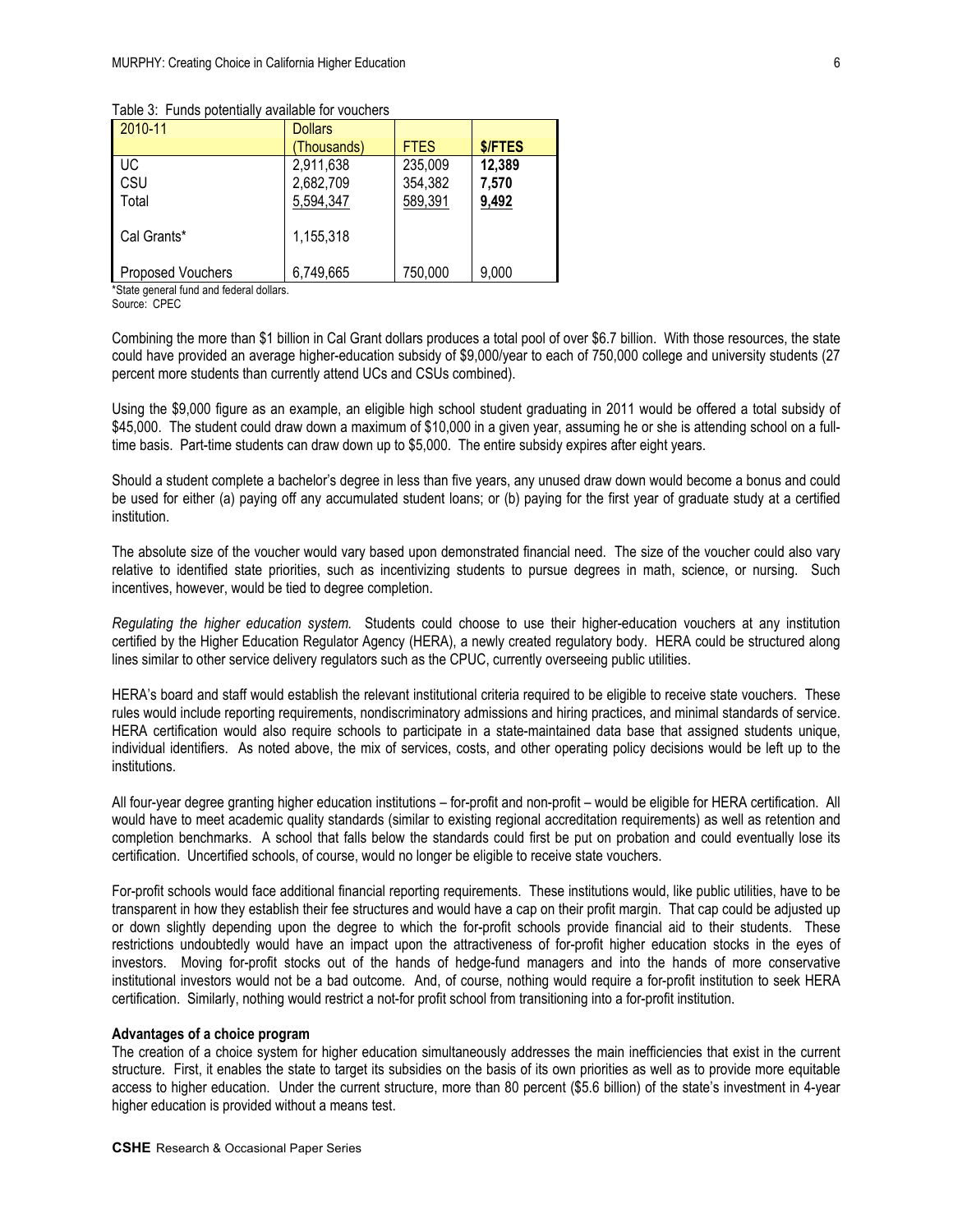Table 3: Funds potentially available for vouchers

| 2010-11 | Dollars (Thousands) | FTES | $/FTES |
|---|---|---|---|
| UC | 2,911,638 | 235,009 | **12,389** |
| CSU | 2,682,709 | 354,382 | **7,570** |
| Total | 5,594,347 | 589,391 | **9,492** |
| Cal Grants* | 1,155,318 | | |
| Proposed Vouchers | 6,749,665 | 750,000 | 9,000 |

*State general fund and federal dollars.
Source: CPEC

Combining the more than $1 billion in Cal Grant dollars produces a total pool of over $6.7 billion. With those resources, the state could have provided an average higher-education subsidy of $9,000/year to each of 750,000 college and university students (27 percent more students than currently attend UCs and CSUs combined).

Using the $9,000 figure as an example, an eligible high school student graduating in 2011 would be offered a total subsidy of $45,000. The student could draw down a maximum of $10,000 in a given year, assuming he or she is attending school on a full-time basis. Part-time students can draw down up to $5,000. The entire subsidy expires after eight years.

Should a student complete a bachelor's degree in less than five years, any unused draw down would become a bonus and could be used for either (a) paying off any accumulated student loans; or (b) paying for the first year of graduate study at a certified institution.

The absolute size of the voucher would vary based upon demonstrated financial need. The size of the voucher could also vary relative to identified state priorities, such as incentivizing students to pursue degrees in math, science, or nursing. Such incentives, however, would be tied to degree completion.

*Regulating the higher education system.* Students could choose to use their higher-education vouchers at any institution certified by the Higher Education Regulator Agency (HERA), a newly created regulatory body. HERA could be structured along lines similar to other service delivery regulators such as the CPUC, currently overseeing public utilities.

HERA's board and staff would establish the relevant institutional criteria required to be eligible to receive state vouchers. These rules would include reporting requirements, nondiscriminatory admissions and hiring practices, and minimal standards of service. HERA certification would also require schools to participate in a state-maintained data base that assigned students unique, individual identifiers. As noted above, the mix of services, costs, and other operating policy decisions would be left up to the institutions.

All four-year degree granting higher education institutions – for-profit and non-profit – would be eligible for HERA certification. All would have to meet academic quality standards (similar to existing regional accreditation requirements) as well as retention and completion benchmarks. A school that falls below the standards could first be put on probation and could eventually lose its certification. Uncertified schools, of course, would no longer be eligible to receive state vouchers.

For-profit schools would face additional financial reporting requirements. These institutions would, like public utilities, have to be transparent in how they establish their fee structures and would have a cap on their profit margin. That cap could be adjusted up or down slightly depending upon the degree to which the for-profit schools provide financial aid to their students. These restrictions undoubtedly would have an impact upon the attractiveness of for-profit higher education stocks in the eyes of investors. Moving for-profit stocks out of the hands of hedge-fund managers and into the hands of more conservative institutional investors would not be a bad outcome. And, of course, nothing would require a for-profit institution to seek HERA certification. Similarly, nothing would restrict a not-for profit school from transitioning into a for-profit institution.

**Advantages of a choice program**

The creation of a choice system for higher education simultaneously addresses the main inefficiencies that exist in the current structure. First, it enables the state to target its subsidies on the basis of its own priorities as well as to provide more equitable access to higher education. Under the current structure, more than 80 percent ($5.6 billion) of the state's investment in 4-year higher education is provided without a means test.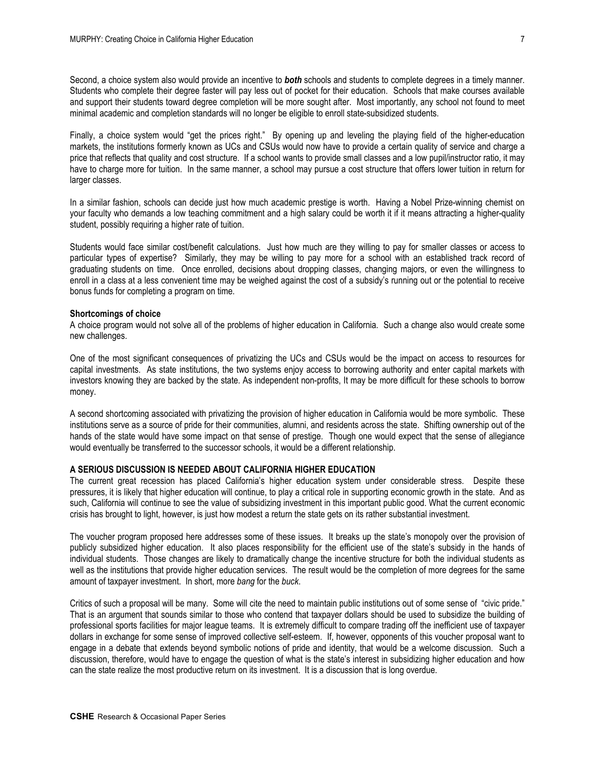Second, a choice system also would provide an incentive to ***both*** schools and students to complete degrees in a timely manner. Students who complete their degree faster will pay less out of pocket for their education. Schools that make courses available and support their students toward degree completion will be more sought after. Most importantly, any school not found to meet minimal academic and completion standards will no longer be eligible to enroll state-subsidized students.

Finally, a choice system would "get the prices right." By opening up and leveling the playing field of the higher-education markets, the institutions formerly known as UCs and CSUs would now have to provide a certain quality of service and charge a price that reflects that quality and cost structure. If a school wants to provide small classes and a low pupil/instructor ratio, it may have to charge more for tuition. In the same manner, a school may pursue a cost structure that offers lower tuition in return for larger classes.

In a similar fashion, schools can decide just how much academic prestige is worth. Having a Nobel Prize-winning chemist on your faculty who demands a low teaching commitment and a high salary could be worth it if it means attracting a higher-quality student, possibly requiring a higher rate of tuition.

Students would face similar cost/benefit calculations. Just how much are they willing to pay for smaller classes or access to particular types of expertise? Similarly, they may be willing to pay more for a school with an established track record of graduating students on time. Once enrolled, decisions about dropping classes, changing majors, or even the willingness to enroll in a class at a less convenient time may be weighed against the cost of a subsidy's running out or the potential to receive bonus funds for completing a program on time.

### Shortcomings of choice

A choice program would not solve all of the problems of higher education in California. Such a change also would create some new challenges.

One of the most significant consequences of privatizing the UCs and CSUs would be the impact on access to resources for capital investments. As state institutions, the two systems enjoy access to borrowing authority and enter capital markets with investors knowing they are backed by the state. As independent non-profits, It may be more difficult for these schools to borrow money.

A second shortcoming associated with privatizing the provision of higher education in California would be more symbolic. These institutions serve as a source of pride for their communities, alumni, and residents across the state. Shifting ownership out of the hands of the state would have some impact on that sense of prestige. Though one would expect that the sense of allegiance would eventually be transferred to the successor schools, it would be a different relationship.

## A SERIOUS DISCUSSION IS NEEDED ABOUT CALIFORNIA HIGHER EDUCATION

The current great recession has placed California's higher education system under considerable stress. Despite these pressures, it is likely that higher education will continue, to play a critical role in supporting economic growth in the state. And as such, California will continue to see the value of subsidizing investment in this important public good. What the current economic crisis has brought to light, however, is just how modest a return the state gets on its rather substantial investment.

The voucher program proposed here addresses some of these issues. It breaks up the state's monopoly over the provision of publicly subsidized higher education. It also places responsibility for the efficient use of the state's subsidy in the hands of individual students. Those changes are likely to dramatically change the incentive structure for both the individual students as well as the institutions that provide higher education services. The result would be the completion of more degrees for the same amount of taxpayer investment. In short, more *bang* for the *buck*.

Critics of such a proposal will be many. Some will cite the need to maintain public institutions out of some sense of "civic pride." That is an argument that sounds similar to those who contend that taxpayer dollars should be used to subsidize the building of professional sports facilities for major league teams. It is extremely difficult to compare trading off the inefficient use of taxpayer dollars in exchange for some sense of improved collective self-esteem. If, however, opponents of this voucher proposal want to engage in a debate that extends beyond symbolic notions of pride and identity, that would be a welcome discussion. Such a discussion, therefore, would have to engage the question of what is the state's interest in subsidizing higher education and how can the state realize the most productive return on its investment. It is a discussion that is long overdue.